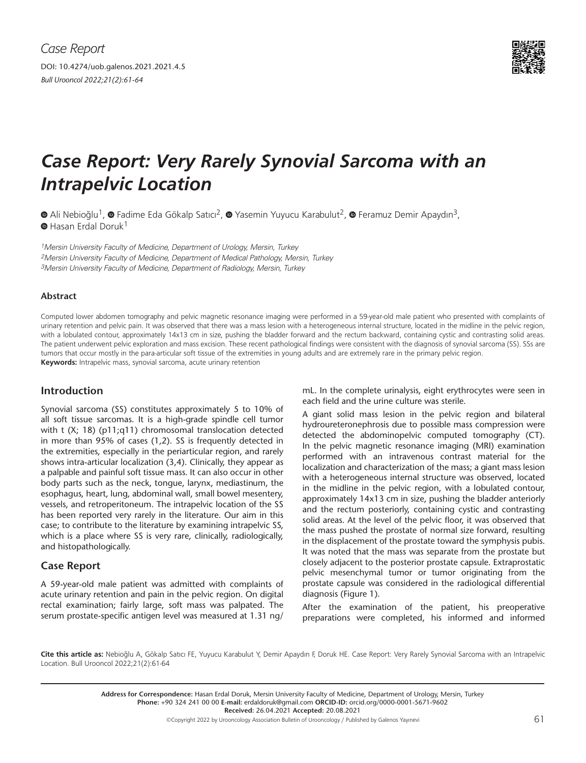*Case Report*

DOI: 10.4274/uob.galenos.2021.2021.4.5

# Case Report: Very Rarely Synovial Sarcoma with an Intrapelvic Location

Ali Nebioğlu[1], Fadime Eda Gökalp Satıcı[2], Yasemin Yuyucu Karabulut[2], Feramuz Demir Apaydın[3], Hasan Erdal Doruk[1]

[1]Mersin University Faculty of Medicine, Department of Urology, Mersin, Turkey
[2]Mersin University Faculty of Medicine, Department of Medical Pathology, Mersin, Turkey
[3]Mersin University Faculty of Medicine, Department of Radiology, Mersin, Turkey

### Abstract

Computed lower abdomen tomography and pelvic magnetic resonance imaging were performed in a 59-year-old male patient who presented with complaints of urinary retention and pelvic pain. It was observed that there was a mass lesion with a heterogeneous internal structure, located in the midline in the pelvic region, with a lobulated contour, approximately 14x13 cm in size, pushing the bladder forward and the rectum backward, containing cystic and contrasting solid areas. The patient underwent pelvic exploration and mass excision. These recent pathological findings were consistent with the diagnosis of synovial sarcoma (SS). SSs are tumors that occur mostly in the para-articular soft tissue of the extremities in young adults and are extremely rare in the primary pelvic region.

**Keywords:** Intrapelvic mass, synovial sarcoma, acute urinary retention

## Introduction

Synovial sarcoma (SS) constitutes approximately 5 to 10% of all soft tissue sarcomas. It is a high-grade spindle cell tumor with t (X; 18) (p11;q11) chromosomal translocation detected in more than 95% of cases (1,2). SS is frequently detected in the extremities, especially in the periarticular region, and rarely shows intra-articular localization (3,4). Clinically, they appear as a palpable and painful soft tissue mass. It can also occur in other body parts such as the neck, tongue, larynx, mediastinum, the esophagus, heart, lung, abdominal wall, small bowel mesentery, vessels, and retroperitoneum. The intrapelvic location of the SS has been reported very rarely in the literature. Our aim in this case; to contribute to the literature by examining intrapelvic SS, which is a place where SS is very rare, clinically, radiologically, and histopathologically.

## Case Report

A 59-year-old male patient was admitted with complaints of acute urinary retention and pain in the pelvic region. On digital rectal examination; fairly large, soft mass was palpated. The serum prostate-specific antigen level was measured at 1.31 ng/mL. In the complete urinalysis, eight erythrocytes were seen in each field and the urine culture was sterile.

A giant solid mass lesion in the pelvic region and bilateral hydroureteronephrosis due to possible mass compression were detected the abdominopelvic computed tomography (CT). In the pelvic magnetic resonance imaging (MRI) examination performed with an intravenous contrast material for the localization and characterization of the mass; a giant mass lesion with a heterogeneous internal structure was observed, located in the midline in the pelvic region, with a lobulated contour, approximately 14x13 cm in size, pushing the bladder anteriorly and the rectum posteriorly, containing cystic and contrasting solid areas. At the level of the pelvic floor, it was observed that the mass pushed the prostate of normal size forward, resulting in the displacement of the prostate toward the symphysis pubis. It was noted that the mass was separate from the prostate but closely adjacent to the posterior prostate capsule. Extraprostatic pelvic mesenchymal tumor or tumor originating from the prostate capsule was considered in the radiological differential diagnosis (Figure 1).

After the examination of the patient, his preoperative preparations were completed, his informed and informed

**Cite this article as:** Nebioğlu A, Gökalp Satıcı FE, Yuyucu Karabulut Y, Demir Apaydın F, Doruk HE. Case Report: Very Rarely Synovial Sarcoma with an Intrapelvic Location. Bull Urooncol 2022;21(2):61-64

**Address for Correspondence:** Hasan Erdal Doruk, Mersin University Faculty of Medicine, Department of Urology, Mersin, Turkey
**Phone:** +90 324 241 00 00 **E-mail:** erdaldoruk@gmail.com **ORCID-ID:** orcid.org/0000-0001-5671-9602
**Received:** 26.04.2021 **Accepted:** 20.08.2021
©Copyright 2022 by Urooncology Association Bulletin of Urooncology / Published by Galenos Yayınevi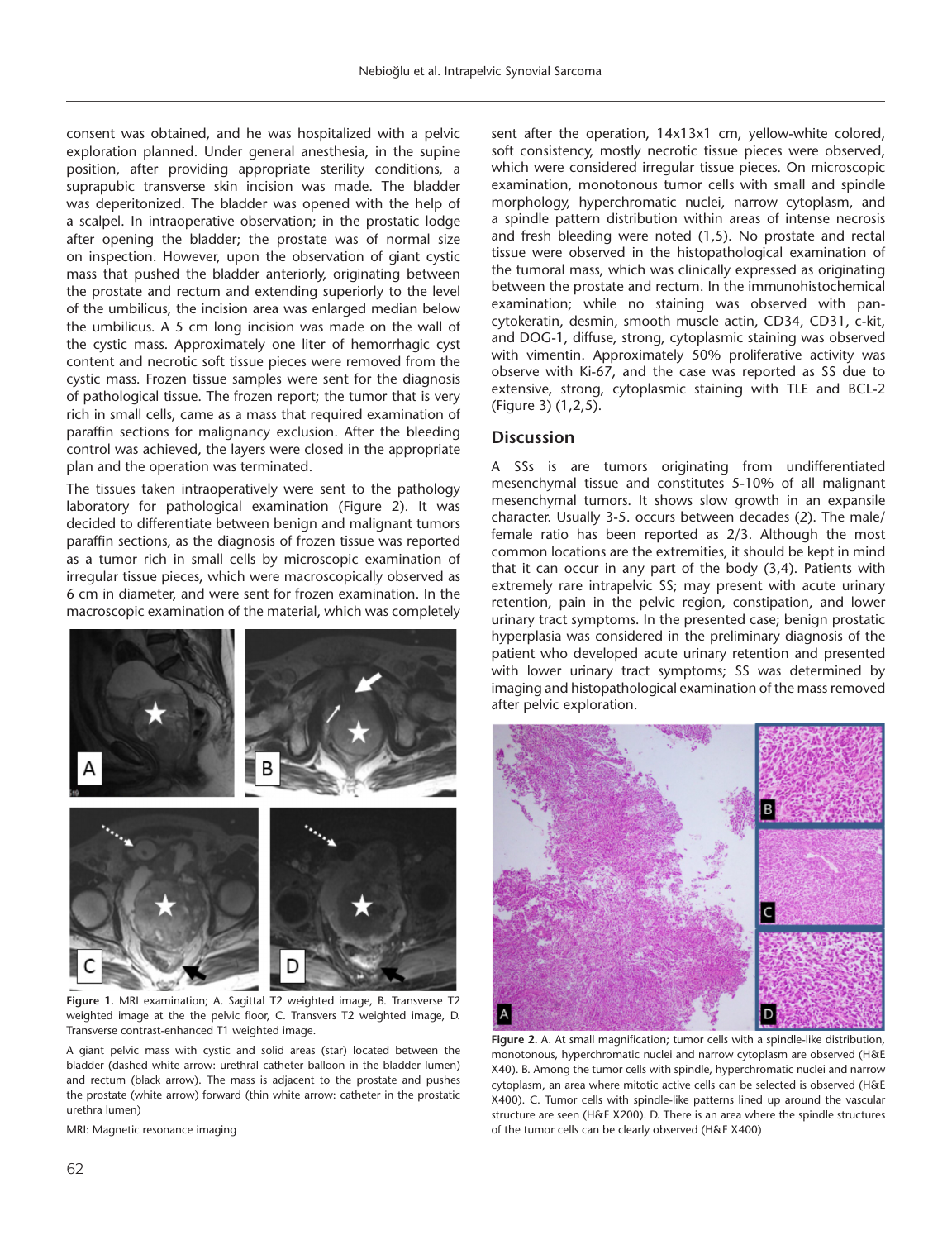consent was obtained, and he was hospitalized with a pelvic exploration planned. Under general anesthesia, in the supine position, after providing appropriate sterility conditions, a suprapubic transverse skin incision was made. The bladder was deperitonized. The bladder was opened with the help of a scalpel. In intraoperative observation; in the prostatic lodge after opening the bladder; the prostate was of normal size on inspection. However, upon the observation of giant cystic mass that pushed the bladder anteriorly, originating between the prostate and rectum and extending superiorly to the level of the umbilicus, the incision area was enlarged median below the umbilicus. A 5 cm long incision was made on the wall of the cystic mass. Approximately one liter of hemorrhagic cyst content and necrotic soft tissue pieces were removed from the cystic mass. Frozen tissue samples were sent for the diagnosis of pathological tissue. The frozen report; the tumor that is very rich in small cells, came as a mass that required examination of paraffin sections for malignancy exclusion. After the bleeding control was achieved, the layers were closed in the appropriate plan and the operation was terminated.

The tissues taken intraoperatively were sent to the pathology laboratory for pathological examination (Figure 2). It was decided to differentiate between benign and malignant tumors paraffin sections, as the diagnosis of frozen tissue was reported as a tumor rich in small cells by microscopic examination of irregular tissue pieces, which were macroscopically observed as 6 cm in diameter, and were sent for frozen examination. In the macroscopic examination of the material, which was completely sent after the operation, 14x13x1 cm, yellow-white colored, soft consistency, mostly necrotic tissue pieces were observed, which were considered irregular tissue pieces. On microscopic examination, monotonous tumor cells with small and spindle morphology, hyperchromatic nuclei, narrow cytoplasm, and a spindle pattern distribution within areas of intense necrosis and fresh bleeding were noted (1,5). No prostate and rectal tissue were observed in the histopathological examination of the tumoral mass, which was clinically expressed as originating between the prostate and rectum. In the immunohistochemical examination; while no staining was observed with pan-cytokeratin, desmin, smooth muscle actin, CD34, CD31, c-kit, and DOG-1, diffuse, strong, cytoplasmic staining was observed with vimentin. Approximately 50% proliferative activity was observe with Ki-67, and the case was reported as SS due to extensive, strong, cytoplasmic staining with TLE and BCL-2 (Figure 3) (1,2,5).

**Figure 1.** MRI examination; A. Sagittal T2 weighted image, B. Transverse T2 weighted image at the the pelvic floor, C. Transvers T2 weighted image, D. Transverse contrast-enhanced T1 weighted image.

A giant pelvic mass with cystic and solid areas (star) located between the bladder (dashed white arrow: urethral catheter balloon in the bladder lumen) and rectum (black arrow). The mass is adjacent to the prostate and pushes the prostate (white arrow) forward (thin white arrow: catheter in the prostatic urethra lumen)

MRI: Magnetic resonance imaging

## Discussion

A SSs is are tumors originating from undifferentiated mesenchymal tissue and constitutes 5-10% of all malignant mesenchymal tumors. It shows slow growth in an expansile character. Usually 3-5. occurs between decades (2). The male/female ratio has been reported as 2/3. Although the most common locations are the extremities, it should be kept in mind that it can occur in any part of the body (3,4). Patients with extremely rare intrapelvic SS; may present with acute urinary retention, pain in the pelvic region, constipation, and lower urinary tract symptoms. In the presented case; benign prostatic hyperplasia was considered in the preliminary diagnosis of the patient who developed acute urinary retention and presented with lower urinary tract symptoms; SS was determined by imaging and histopathological examination of the mass removed after pelvic exploration.

**Figure 2.** A. At small magnification; tumor cells with a spindle-like distribution, monotonous, hyperchromatic nuclei and narrow cytoplasm are observed (H&E X40). B. Among the tumor cells with spindle, hyperchromatic nuclei and narrow cytoplasm, an area where mitotic active cells can be selected is observed (H&E X400). C. Tumor cells with spindle-like patterns lined up around the vascular structure are seen (H&E X200). D. There is an area where the spindle structures of the tumor cells can be clearly observed (H&E X400)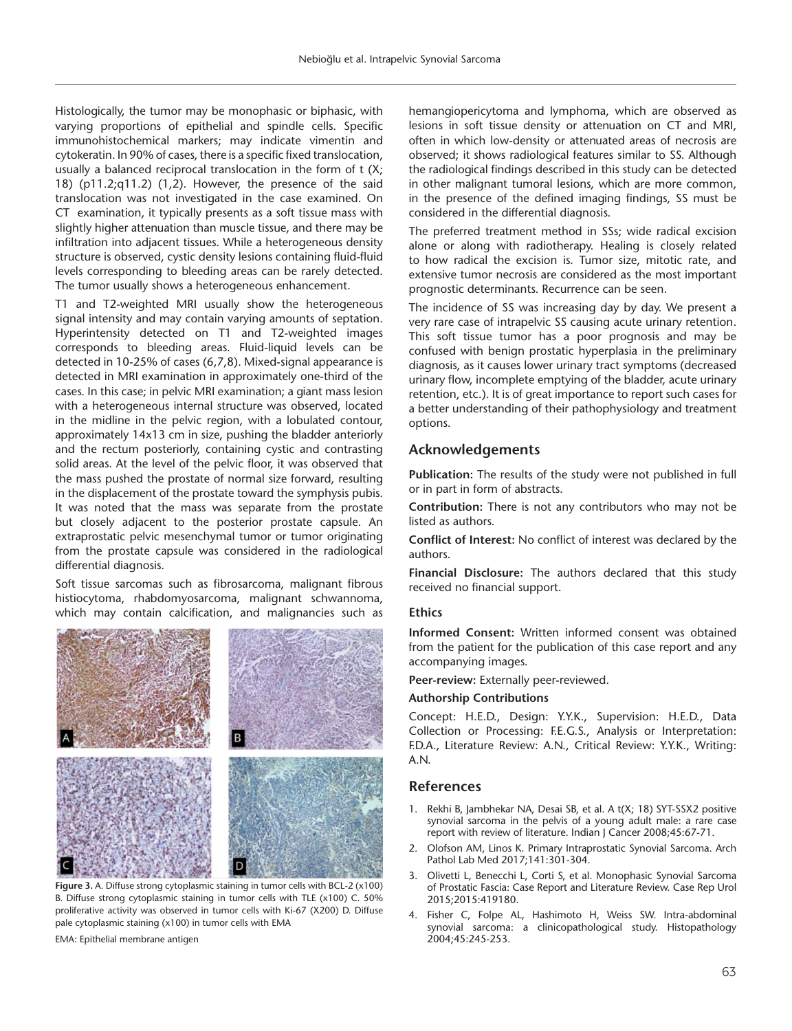Histologically, the tumor may be monophasic or biphasic, with varying proportions of epithelial and spindle cells. Specific immunohistochemical markers; may indicate vimentin and cytokeratin. In 90% of cases, there is a specific fixed translocation, usually a balanced reciprocal translocation in the form of t (X; 18) (p11.2;q11.2) (1,2). However, the presence of the said translocation was not investigated in the case examined. On CT examination, it typically presents as a soft tissue mass with slightly higher attenuation than muscle tissue, and there may be infiltration into adjacent tissues. While a heterogeneous density structure is observed, cystic density lesions containing fluid-fluid levels corresponding to bleeding areas can be rarely detected. The tumor usually shows a heterogeneous enhancement.

T1 and T2-weighted MRI usually show the heterogeneous signal intensity and may contain varying amounts of septation. Hyperintensity detected on T1 and T2-weighted images corresponds to bleeding areas. Fluid-liquid levels can be detected in 10-25% of cases (6,7,8). Mixed-signal appearance is detected in MRI examination in approximately one-third of the cases. In this case; in pelvic MRI examination; a giant mass lesion with a heterogeneous internal structure was observed, located in the midline in the pelvic region, with a lobulated contour, approximately 14x13 cm in size, pushing the bladder anteriorly and the rectum posteriorly, containing cystic and contrasting solid areas. At the level of the pelvic floor, it was observed that the mass pushed the prostate of normal size forward, resulting in the displacement of the prostate toward the symphysis pubis. It was noted that the mass was separate from the prostate but closely adjacent to the posterior prostate capsule. An extraprostatic pelvic mesenchymal tumor or tumor originating from the prostate capsule was considered in the radiological differential diagnosis.

Soft tissue sarcomas such as fibrosarcoma, malignant fibrous histiocytoma, rhabdomyosarcoma, malignant schwannoma, which may contain calcification, and malignancies such as hemangiopericytoma and lymphoma, which are observed as lesions in soft tissue density or attenuation on CT and MRI, often in which low-density or attenuated areas of necrosis are observed; it shows radiological features similar to SS. Although the radiological findings described in this study can be detected in other malignant tumoral lesions, which are more common, in the presence of the defined imaging findings, SS must be considered in the differential diagnosis.

**Figure 3.** A. Diffuse strong cytoplasmic staining in tumor cells with BCL-2 (x100) B. Diffuse strong cytoplasmic staining in tumor cells with TLE (x100) C. 50% proliferative activity was observed in tumor cells with Ki-67 (X200) D. Diffuse pale cytoplasmic staining (x100) in tumor cells with EMA

EMA: Epithelial membrane antigen

The preferred treatment method in SSs; wide radical excision alone or along with radiotherapy. Healing is closely related to how radical the excision is. Tumor size, mitotic rate, and extensive tumor necrosis are considered as the most important prognostic determinants. Recurrence can be seen.

The incidence of SS was increasing day by day. We present a very rare case of intrapelvic SS causing acute urinary retention. This soft tissue tumor has a poor prognosis and may be confused with benign prostatic hyperplasia in the preliminary diagnosis, as it causes lower urinary tract symptoms (decreased urinary flow, incomplete emptying of the bladder, acute urinary retention, etc.). It is of great importance to report such cases for a better understanding of their pathophysiology and treatment options.

## Acknowledgements

**Publication:** The results of the study were not published in full or in part in form of abstracts.

**Contribution:** There is not any contributors who may not be listed as authors.

**Conflict of Interest:** No conflict of interest was declared by the authors.

**Financial Disclosure:** The authors declared that this study received no financial support.

### Ethics

**Informed Consent:** Written informed consent was obtained from the patient for the publication of this case report and any accompanying images.

**Peer-review:** Externally peer-reviewed.

### Authorship Contributions

Concept: H.E.D., Design: Y.Y.K., Supervision: H.E.D., Data Collection or Processing: F.E.G.S., Analysis or Interpretation: F.D.A., Literature Review: A.N., Critical Review: Y.Y.K., Writing: A.N.

## References

1. Rekhi B, Jambhekar NA, Desai SB, et al. A t(X; 18) SYT-SSX2 positive synovial sarcoma in the pelvis of a young adult male: a rare case report with review of literature. Indian J Cancer 2008;45:67-71.
2. Olofson AM, Linos K. Primary Intraprostatic Synovial Sarcoma. Arch Pathol Lab Med 2017;141:301-304.
3. Olivetti L, Benecchi L, Corti S, et al. Monophasic Synovial Sarcoma of Prostatic Fascia: Case Report and Literature Review. Case Rep Urol 2015;2015:419180.
4. Fisher C, Folpe AL, Hashimoto H, Weiss SW. Intra-abdominal synovial sarcoma: a clinicopathological study. Histopathology 2004;45:245-253.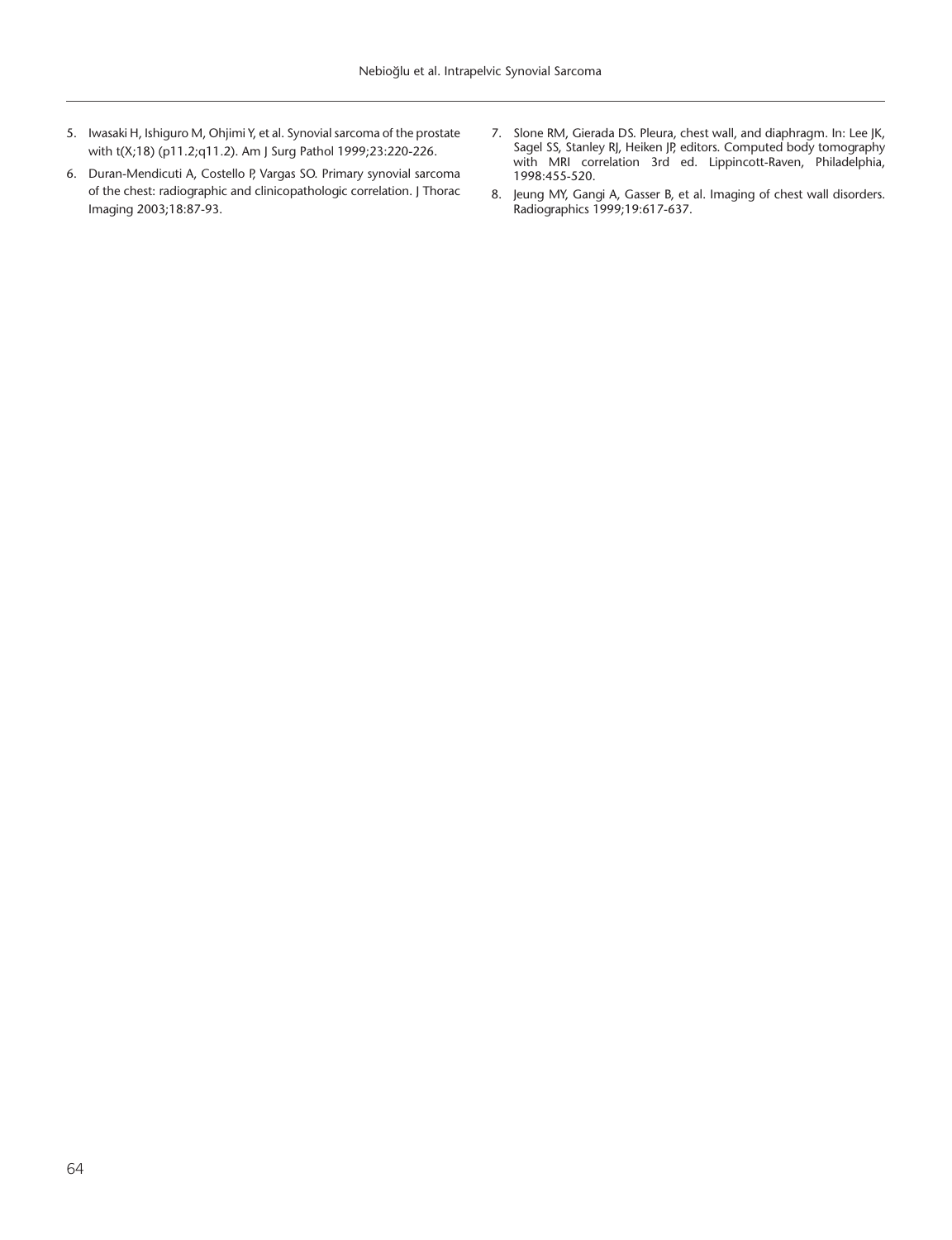5. Iwasaki H, Ishiguro M, Ohjimi Y, et al. Synovial sarcoma of the prostate with t(X;18) (p11.2;q11.2). Am J Surg Pathol 1999;23:220-226.
6. Duran-Mendicuti A, Costello P, Vargas SO. Primary synovial sarcoma of the chest: radiographic and clinicopathologic correlation. J Thorac Imaging 2003;18:87-93.
7. Slone RM, Gierada DS. Pleura, chest wall, and diaphragm. In: Lee JK, Sagel SS, Stanley RJ, Heiken JP, editors. Computed body tomography with MRI correlation 3rd ed. Lippincott-Raven, Philadelphia, 1998:455-520.
8. Jeung MY, Gangi A, Gasser B, et al. Imaging of chest wall disorders. Radiographics 1999;19:617-637.